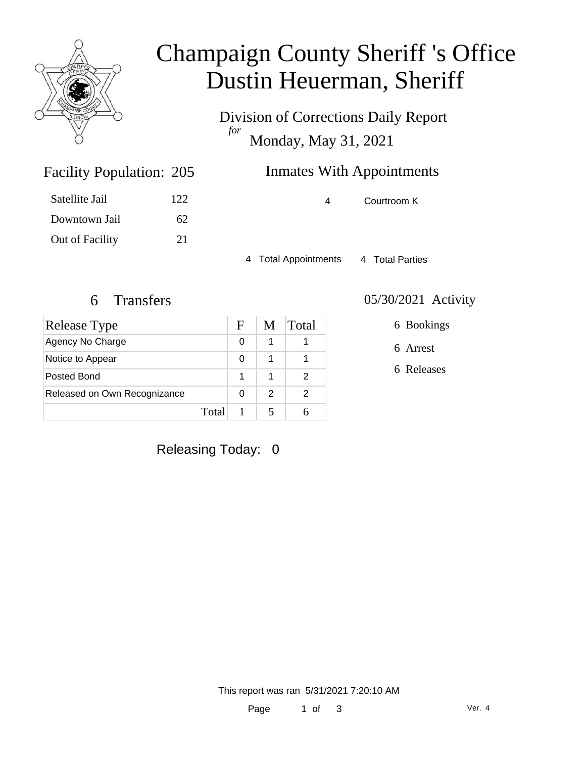# Champaign County Sheriff 's Office
# Dustin Heuerman, Sheriff

Division of Corrections Daily Report
*for*
Monday, May 31, 2021

## Facility Population: 205

| | |
|---|---|
| Satellite Jail | 122 |
| Downtown Jail | 62 |
| Out of Facility | 21 |

## Inmates With Appointments

| | |
|---|---|
| 4 | Courtroom K |

4 Total Appointments 4 Total Parties

## 6 Transfers

| Release Type | F | M | Total |
|---|---|---|---|
| Agency No Charge | 0 | 1 | 1 |
| Notice to Appear | 0 | 1 | 1 |
| Posted Bond | 1 | 1 | 2 |
| Released on Own Recognizance | 0 | 2 | 2 |
| Total | 1 | 5 | 6 |

## 05/30/2021 Activity

6 Bookings

6 Arrest

6 Releases

Releasing Today: 0

This report was ran 5/31/2021 7:20:10 AM

Ver. 4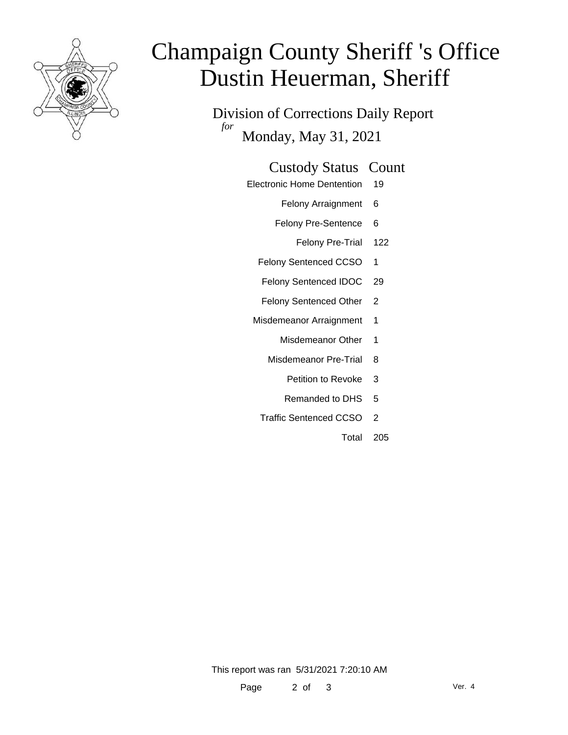# Champaign County Sheriff 's Office
# Dustin Heuerman, Sheriff

Division of Corrections Daily Report

*for* Monday, May 31, 2021

| Custody Status | Count |
| --- | --- |
| Electronic Home Dentention | 19 |
| Felony Arraignment | 6 |
| Felony Pre-Sentence | 6 |
| Felony Pre-Trial | 122 |
| Felony Sentenced CCSO | 1 |
| Felony Sentenced IDOC | 29 |
| Felony Sentenced Other | 2 |
| Misdemeanor Arraignment | 1 |
| Misdemeanor Other | 1 |
| Misdemeanor Pre-Trial | 8 |
| Petition to Revoke | 3 |
| Remanded to DHS | 5 |
| Traffic Sentenced CCSO | 2 |
| Total | 205 |

This report was ran 5/31/2021 7:20:10 AM

Ver. 4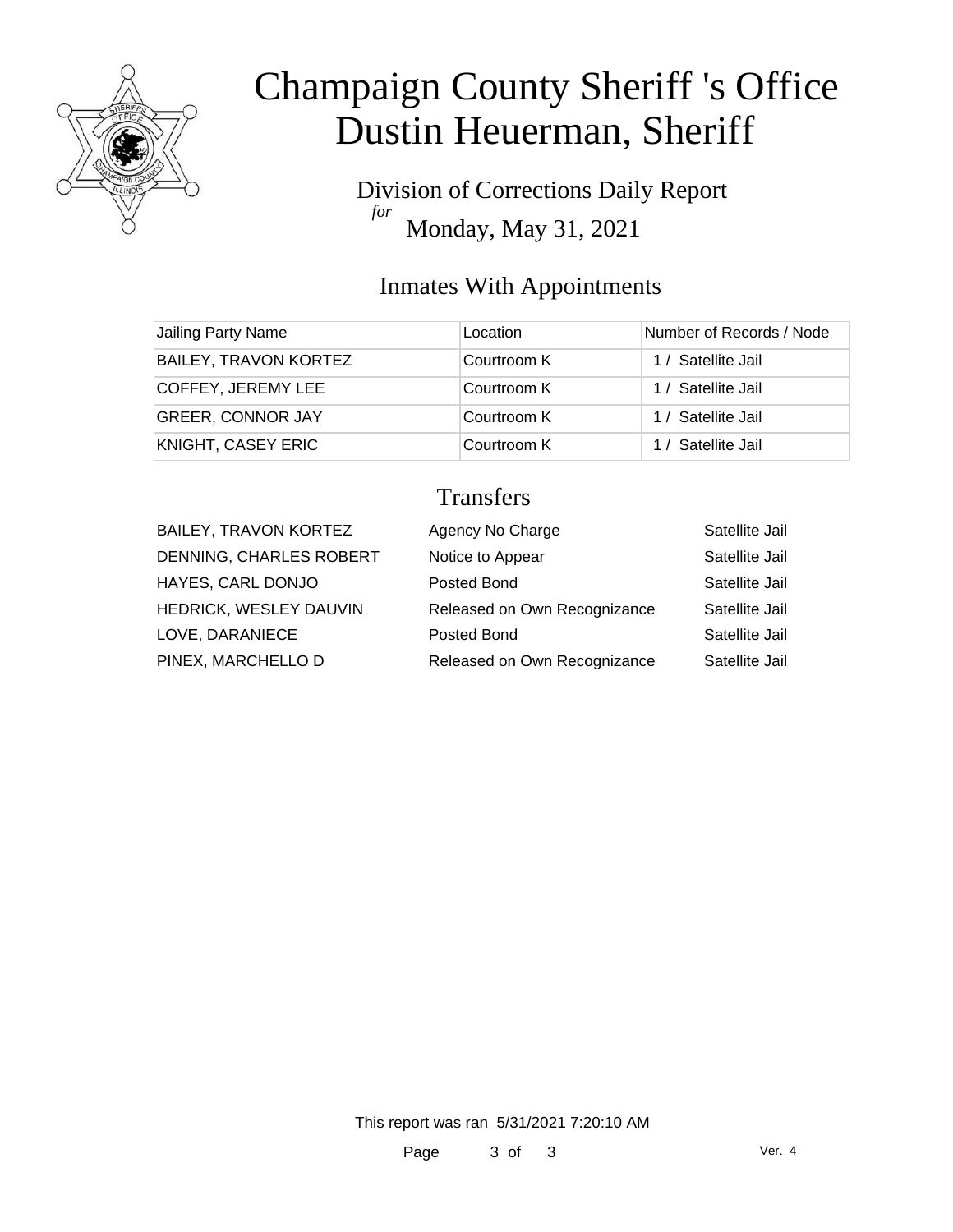# Champaign County Sheriff 's Office
# Dustin Heuerman, Sheriff

Division of Corrections Daily Report
*for*
Monday, May 31, 2021

## Inmates With Appointments

| Jailing Party Name | Location | Number of Records / Node |
|---|---|---|
| BAILEY, TRAVON KORTEZ | Courtroom K | 1 / Satellite Jail |
| COFFEY, JEREMY LEE | Courtroom K | 1 / Satellite Jail |
| GREER, CONNOR JAY | Courtroom K | 1 / Satellite Jail |
| KNIGHT, CASEY ERIC | Courtroom K | 1 / Satellite Jail |

## Transfers

| | | |
|---|---|---|
| BAILEY, TRAVON KORTEZ | Agency No Charge | Satellite Jail |
| DENNING, CHARLES ROBERT | Notice to Appear | Satellite Jail |
| HAYES, CARL DONJO | Posted Bond | Satellite Jail |
| HEDRICK, WESLEY DAUVIN | Released on Own Recognizance | Satellite Jail |
| LOVE, DARANIECE | Posted Bond | Satellite Jail |
| PINEX, MARCHELLO D | Released on Own Recognizance | Satellite Jail |

This report was ran 5/31/2021 7:20:10 AM

Ver. 4